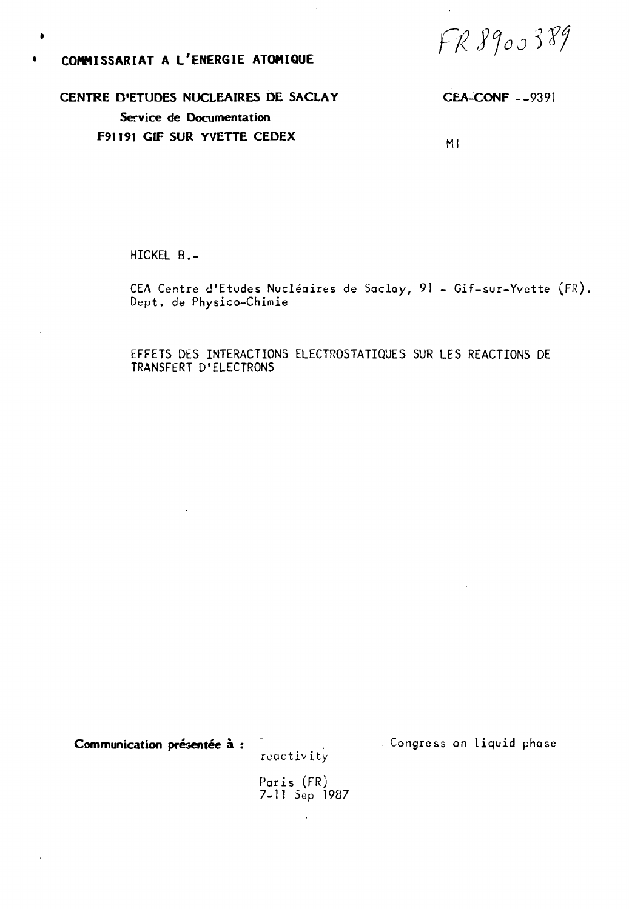FR 8900389

**COMMISSARIAT A L'ENERGIE ATOMIQUE**

**CENTRE D'ETUDES NUCLEAIRES DE SACLAY**
**Service de Documentation**
**F91191 GIF SUR YVETTE CEDEX**

CEA-CONF --9391

M1

HICKEL B.-

CEA Centre d'Etudes Nucléaires de Saclay, 91 - Gif-sur-Yvette (FR).
Dept. de Physico-Chimie

EFFETS DES INTERACTIONS ELECTROSTATIQUES SUR LES REACTIONS DE TRANSFERT D'ELECTRONS

**Communication présentée à :** Congress on liquid phase reactivity

Paris (FR)
7-11 Sep 1987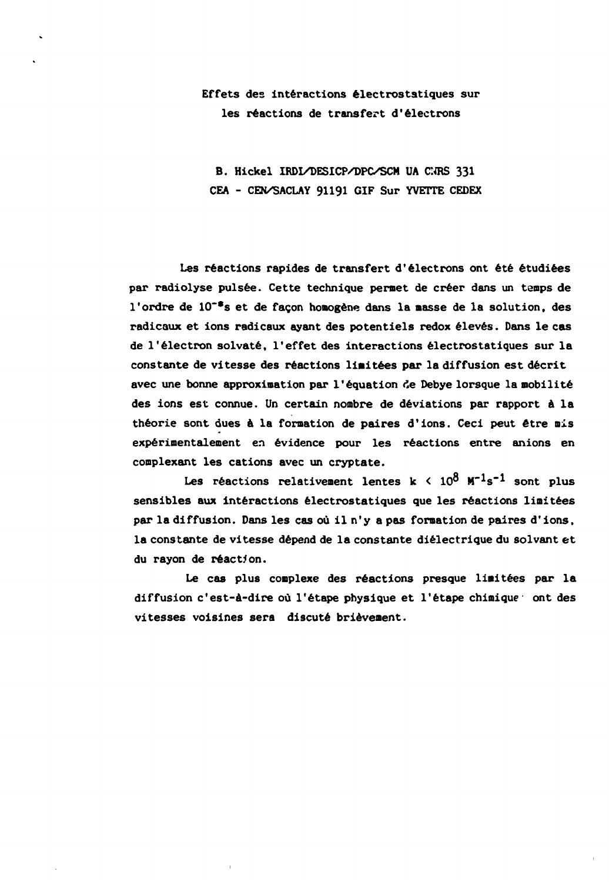# Effets des intéractions électrostatiques sur les réactions de transfert d'électrons

B. Hickel IRDI/DESICP/DPC/SCM UA CNRS 331
CEA - CEN/SACLAY 91191 GIF Sur YVETTE CEDEX

Les réactions rapides de transfert d'électrons ont été étudiées par radiolyse pulsée. Cette technique permet de créer dans un temps de l'ordre de $10^{-8}$s et de façon homogène dans la masse de la solution, des radicaux et ions radicaux ayant des potentiels redox élevés. Dans le cas de l'électron solvaté, l'effet des interactions électrostatiques sur la constante de vitesse des réactions limitées par la diffusion est décrit avec une bonne approximation par l'équation de Debye lorsque la mobilité des ions est connue. Un certain nombre de déviations par rapport à la théorie sont dues à la formation de paires d'ions. Ceci peut être mis expérimentalement en évidence pour les réactions entre anions en complexant les cations avec un cryptate.

Les réactions relativement lentes $k < 10^8$ $M^{-1}s^{-1}$ sont plus sensibles aux intéractions électrostatiques que les réactions limitées par la diffusion. Dans les cas où il n'y a pas formation de paires d'ions, la constante de vitesse dépend de la constante diélectrique du solvant et du rayon de réaction.

Le cas plus complexe des réactions presque limitées par la diffusion c'est-à-dire où l'étape physique et l'étape chimique ont des vitesses voisines sera discuté brièvement.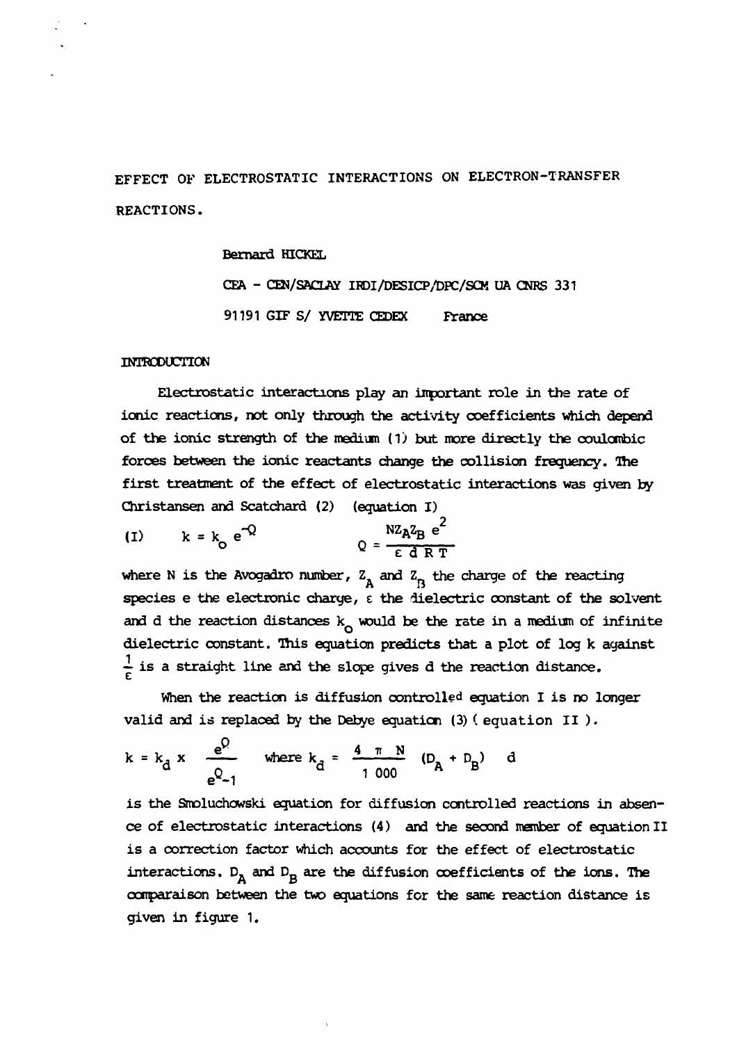# EFFECT OF ELECTROSTATIC INTERACTIONS ON ELECTRON-TRANSFER REACTIONS.

Bernard HICKEL

CEA - CEN/SACLAY IRDI/DESICP/DPC/SCM UA CNRS 331

91191 GIF S/ YVETTE CEDEX France

## INTRODUCTION

Electrostatic interactions play an important role in the rate of ionic reactions, not only through the activity coefficients which depend of the ionic strength of the medium (1) but more directly the coulombic forces between the ionic reactants change the collision frequency. The first treatment of the effect of electrostatic interactions was given by Christansen and Scatchard (2) (equation I)

$$\text{(I)} \qquad k = k_o \, e^{-Q} \qquad\qquad Q = \frac{N Z_A Z_B \, e^2}{\varepsilon \, d \, R \, T}$$

where N is the Avogadro number, $Z_A$ and $Z_B$ the charge of the reacting species e the electronic charge, $\varepsilon$ the dielectric constant of the solvent and d the reaction distances $k_o$ would be the rate in a medium of infinite dielectric constant. This equation predicts that a plot of log k against $\frac{1}{\varepsilon}$ is a straight line and the slope gives d the reaction distance.

When the reaction is diffusion controlled equation I is no longer valid and is replaced by the Debye equation (3) ( equation II ).

$$k = k_d \times \frac{e^Q}{e^Q - 1} \qquad \text{where } k_d = \frac{4 \pi N}{1\,000} (D_A + D_B) \quad d$$

is the Smoluchowski equation for diffusion controlled reactions in absence of electrostatic interactions (4) and the second member of equation II is a correction factor which accounts for the effect of electrostatic interactions. $D_A$ and $D_B$ are the diffusion coefficients of the ions. The comparaison between the two equations for the same reaction distance is given in figure 1.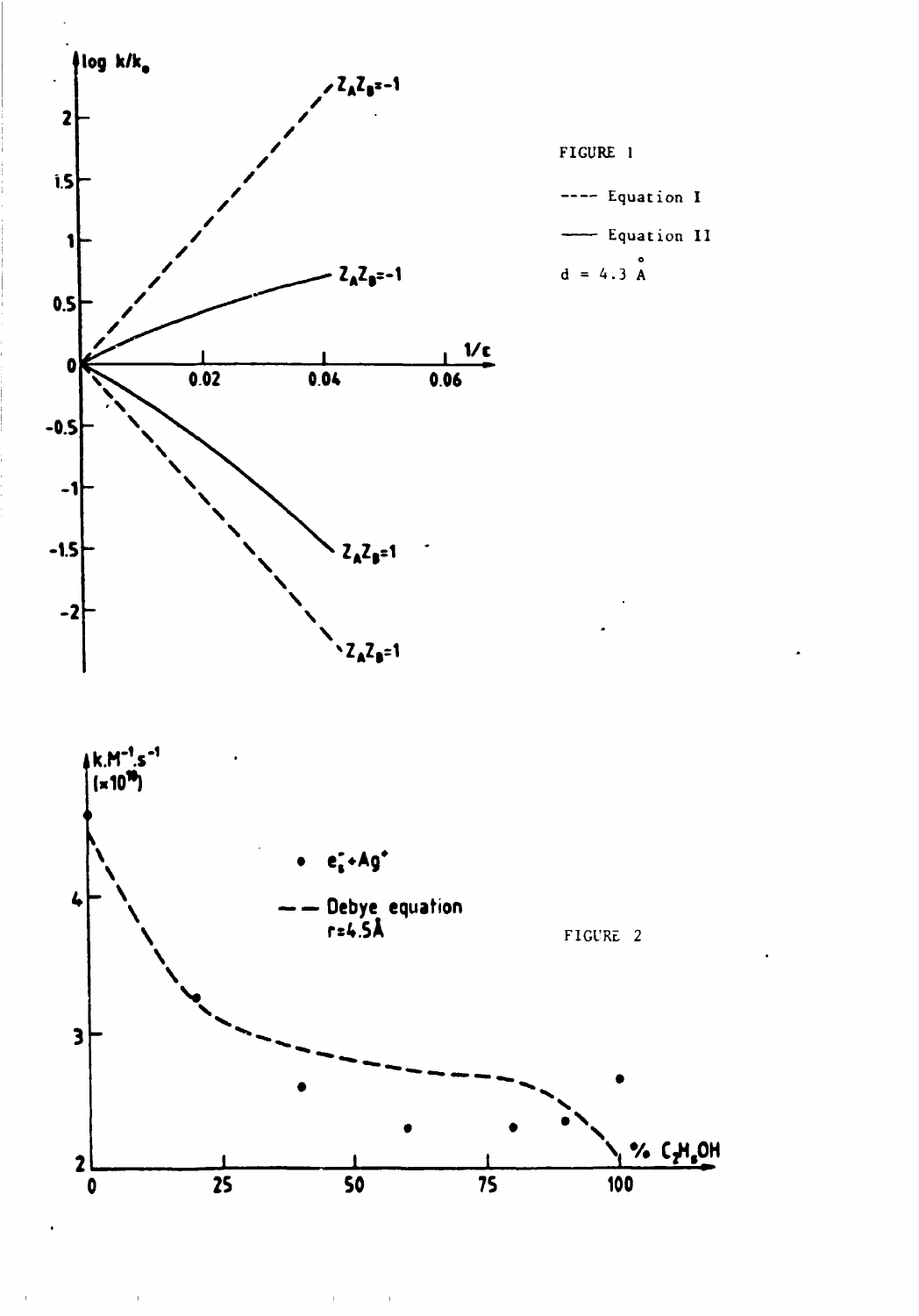FIGURE 1

---- Equation I

—— Equation II

$d = 4.3$ Å

FIGURE 2

● $e_s^- + Ag^+$

— — Debye equation $r = 4.5$ Å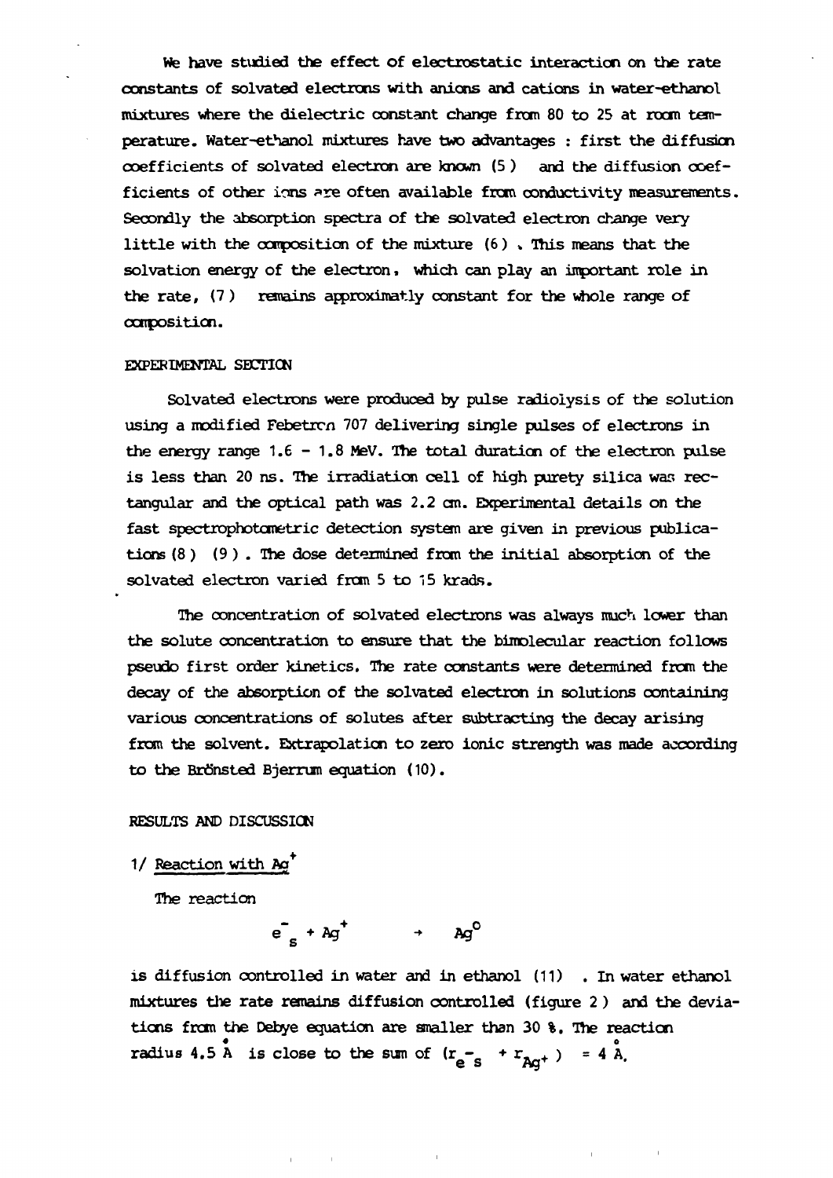We have studied the effect of electrostatic interaction on the rate constants of solvated electrons with anions and cations in water-ethanol mixtures where the dielectric constant change from 80 to 25 at room temperature. Water-ethanol mixtures have two advantages : first the diffusion coefficients of solvated electron are known (5) and the diffusion coefficients of other ions are often available from conductivity measurements. Secondly the absorption spectra of the solvated electron change very little with the composition of the mixture (6). This means that the solvation energy of the electron, which can play an important role in the rate, (7) remains approximatly constant for the whole range of composition.

## EXPERIMENTAL SECTION

Solvated electrons were produced by pulse radiolysis of the solution using a modified Febetron 707 delivering single pulses of electrons in the energy range 1.6 - 1.8 MeV. The total duration of the electron pulse is less than 20 ns. The irradiation cell of high purety silica was rectangular and the optical path was 2.2 cm. Experimental details on the fast spectrophotometric detection system are given in previous publications (8) (9). The dose determined from the initial absorption of the solvated electron varied from 5 to 15 krads.

The concentration of solvated electrons was always much lower than the solute concentration to ensure that the bimolecular reaction follows pseudo first order kinetics. The rate constants were determined from the decay of the absorption of the solvated electron in solutions containing various concentrations of solutes after subtracting the decay arising from the solvent. Extrapolation to zero ionic strength was made according to the Brönsted Bjerrum equation (10).

## RESULTS AND DISCUSSION

### 1/ Reaction with $Ag^+$

The reaction

$$e^-_s + Ag^+ \rightarrow Ag^0$$

is diffusion controlled in water and in ethanol (11). In water ethanol mixtures the rate remains diffusion controlled (figure 2) and the deviations from the Debye equation are smaller than 30 %. The reaction radius 4.5 Å is close to the sum of $(r_{e^-_s} + r_{Ag^+}) = 4$ Å.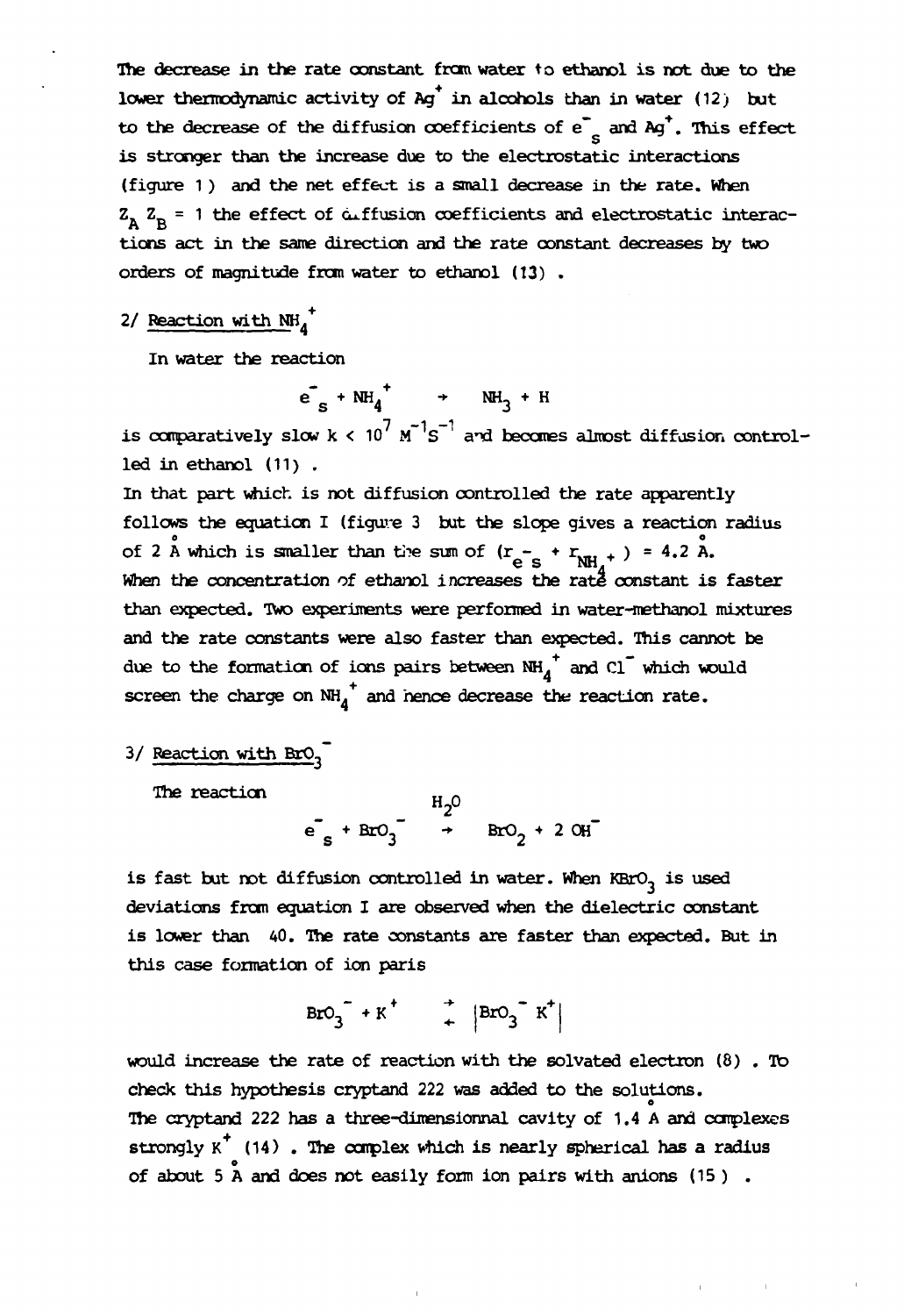The decrease in the rate constant from water to ethanol is not due to the lower thermodynamic activity of $Ag^+$ in alcohols than in water (12) but to the decrease of the diffusion coefficients of $e^-_s$ and $Ag^+$. This effect is stronger than the increase due to the electrostatic interactions (figure 1) and the net effect is a small decrease in the rate. When $Z_A Z_B = 1$ the effect of diffusion coefficients and electrostatic interactions act in the same direction and the rate constant decreases by two orders of magnitude from water to ethanol (13).

## 2/ Reaction with $NH_4^+$

In water the reaction

$$e^-_s + NH_4^+ \rightarrow NH_3 + H$$

is comparatively slow $k < 10^7\ M^{-1}s^{-1}$ and becomes almost diffusion controlled in ethanol (11).

In that part which is not diffusion controlled the rate apparently follows the equation I (figure 3 but the slope gives a reaction radius of 2 Å which is smaller than the sum of $(r_{e^-_s} + r_{NH_4^+}) = 4.2$ Å. When the concentration of ethanol increases the rate constant is faster than expected. Two experiments were performed in water-methanol mixtures and the rate constants were also faster than expected. This cannot be due to the formation of ions pairs between $NH_4^+$ and $Cl^-$ which would screen the charge on $NH_4^+$ and hence decrease the reaction rate.

## 3/ Reaction with $BrO_3^-$

The reaction

$$e^-_s + BrO_3^- \xrightarrow{H_2O} BrO_2 + 2\ OH^-$$

is fast but not diffusion controlled in water. When $KBrO_3$ is used deviations from equation I are observed when the dielectric constant is lower than 40. The rate constants are faster than expected. But in this case formation of ion paris

$$BrO_3^- + K^+ \rightleftarrows |BrO_3^-\ K^+|$$

would increase the rate of reaction with the solvated electron (8). To check this hypothesis cryptand 222 was added to the solutions. The cryptand 222 has a three-dimensionnal cavity of 1.4 Å and complexes strongly $K^+$ (14). The complex which is nearly spherical has a radius of about 5 Å and does not easily form ion pairs with anions (15).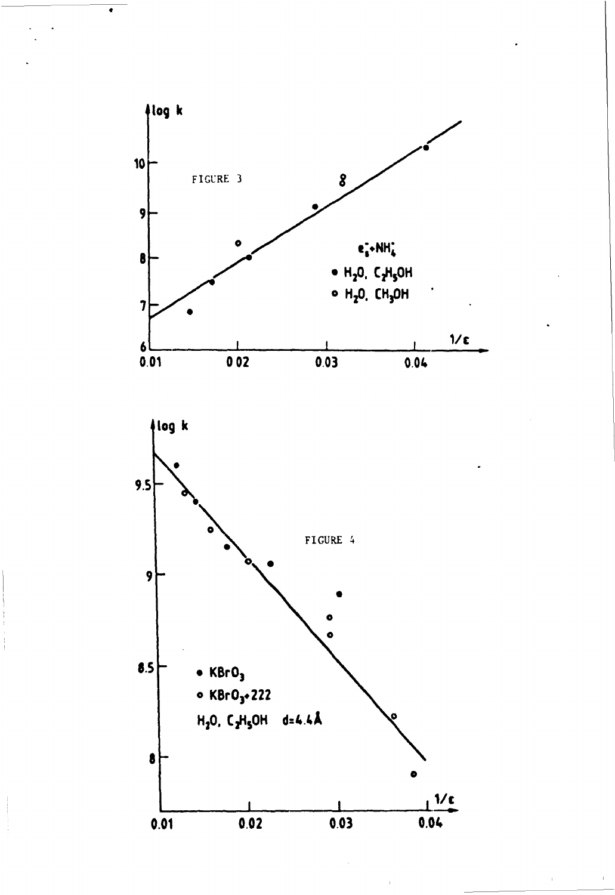FIGURE 3

$e_s^- + NH_4^+$

- • $H_2O$, $C_2H_5OH$
- ○ $H_2O$, $CH_3OH$

FIGURE 4

- • $KBrO_3$
- ○ $KBrO_3$+222

$H_2O$, $C_2H_5OH$ d=4.4Å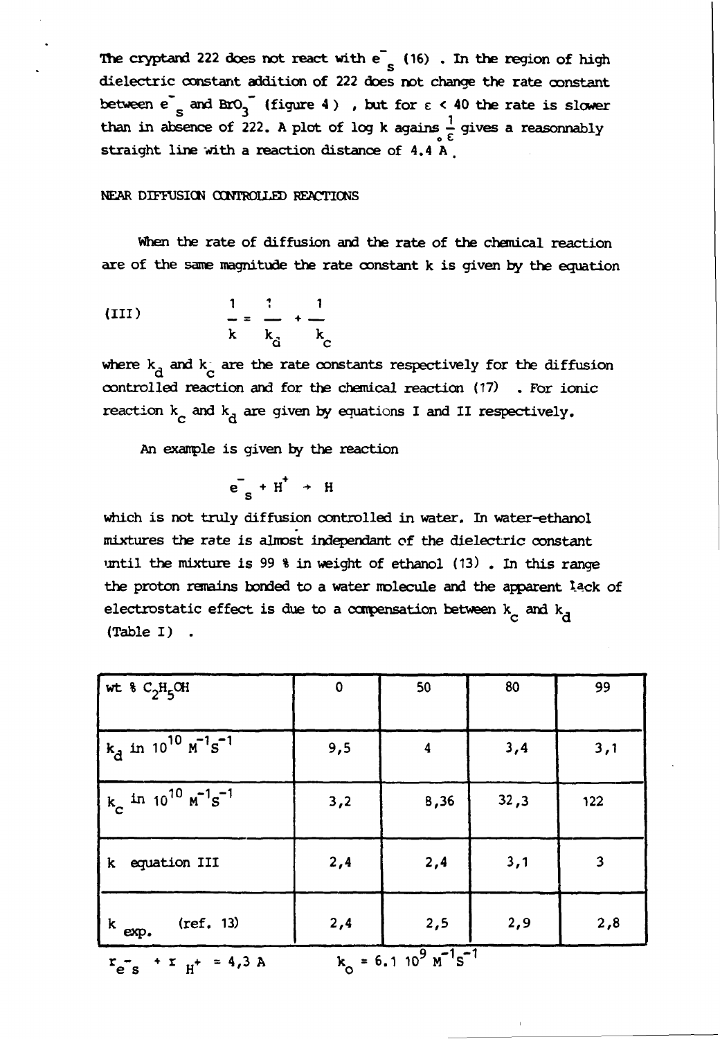The cryptand 222 does not react with $e^-_s$ (16) . In the region of high dielectric constant addition of 222 does not change the rate constant between $e^-_s$ and $BrO_3^-$ (figure 4) , but for $\varepsilon < 40$ the rate is slower than in absence of 222. A plot of log k agains $\frac{1}{\varepsilon}$ gives a reasonnably straight line with a reaction distance of 4.4 Å .

## NEAR DIFFUSION CONTROLLED REACTIONS

When the rate of diffusion and the rate of the chemical reaction are of the same magnitude the rate constant k is given by the equation

$$\text{(III)} \qquad \frac{1}{k} = \frac{1}{k_d} + \frac{1}{k_c}$$

where $k_d$ and $k_c$ are the rate constants respectively for the diffusion controlled reaction and for the chemical reaction (17) . For ionic reaction $k_c$ and $k_d$ are given by equations I and II respectively.

An example is given by the reaction

$$e^-_s + H^+ \rightarrow H$$

which is not truly diffusion controlled in water. In water-ethanol mixtures the rate is almost independant of the dielectric constant until the mixture is 99 % in weight of ethanol (13) . In this range the proton remains bonded to a water molecule and the apparent lack of electrostatic effect is due to a compensation between $k_c$ and $k_d$ (Table I) .

| wt % $C_2H_5OH$ | 0 | 50 | 80 | 99 |
|---|---|---|---|---|
| $k_d$ in $10^{10}\ M^{-1}s^{-1}$ | 9,5 | 4 | 3,4 | 3,1 |
| $k_c$ in $10^{10}\ M^{-1}s^{-1}$ | 3,2 | 8,36 | 32,3 | 122 |
| k equation III | 2,4 | 2,4 | 3,1 | 3 |
| $k_{exp.}$ (ref. 13) | 2,4 | 2,5 | 2,9 | 2,8 |

$r_{e^-_s} + r_{H^+} = 4{,}3$ Å $\qquad k_o = 6.1\ 10^9\ M^{-1}s^{-1}$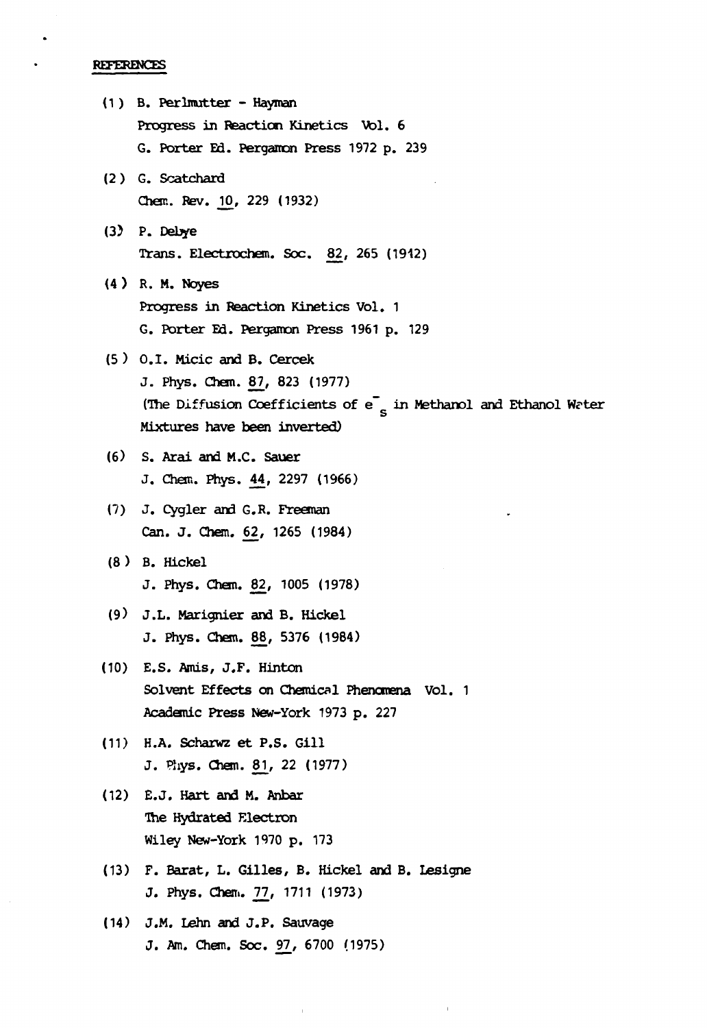## REFERENCES

(1) B. Perlmutter - Hayman
Progress in Reaction Kinetics Vol. 6
G. Porter Ed. Pergamon Press 1972 p. 239

(2) G. Scatchard
Chem. Rev. 10, 229 (1932)

(3) P. Debye
Trans. Electrochem. Soc. 82, 265 (1942)

(4) R. M. Noyes
Progress in Reaction Kinetics Vol. 1
G. Porter Ed. Pergamon Press 1961 p. 129

(5) O.I. Micic and B. Cercek
J. Phys. Chem. 87, 823 (1977)
(The Diffusion Coefficients of $e^-_s$ in Methanol and Ethanol Water Mixtures have been inverted)

(6) S. Arai and M.C. Sauer
J. Chem. Phys. 44, 2297 (1966)

(7) J. Cygler and G.R. Freeman
Can. J. Chem. 62, 1265 (1984)

(8) B. Hickel
J. Phys. Chem. 82, 1005 (1978)

(9) J.L. Marignier and B. Hickel
J. Phys. Chem. 88, 5376 (1984)

(10) E.S. Amis, J.F. Hinton
Solvent Effects on Chemical Phenomena Vol. 1
Academic Press New-York 1973 p. 227

(11) H.A. Scharwz et P.S. Gill
J. Phys. Chem. 81, 22 (1977)

(12) E.J. Hart and M. Anbar
The Hydrated Electron
Wiley New-York 1970 p. 173

(13) F. Barat, L. Gilles, B. Hickel and B. Lesigne
J. Phys. Chem. 77, 1711 (1973)

(14) J.M. Lehn and J.P. Sauvage
J. Am. Chem. Soc. 97, 6700 (1975)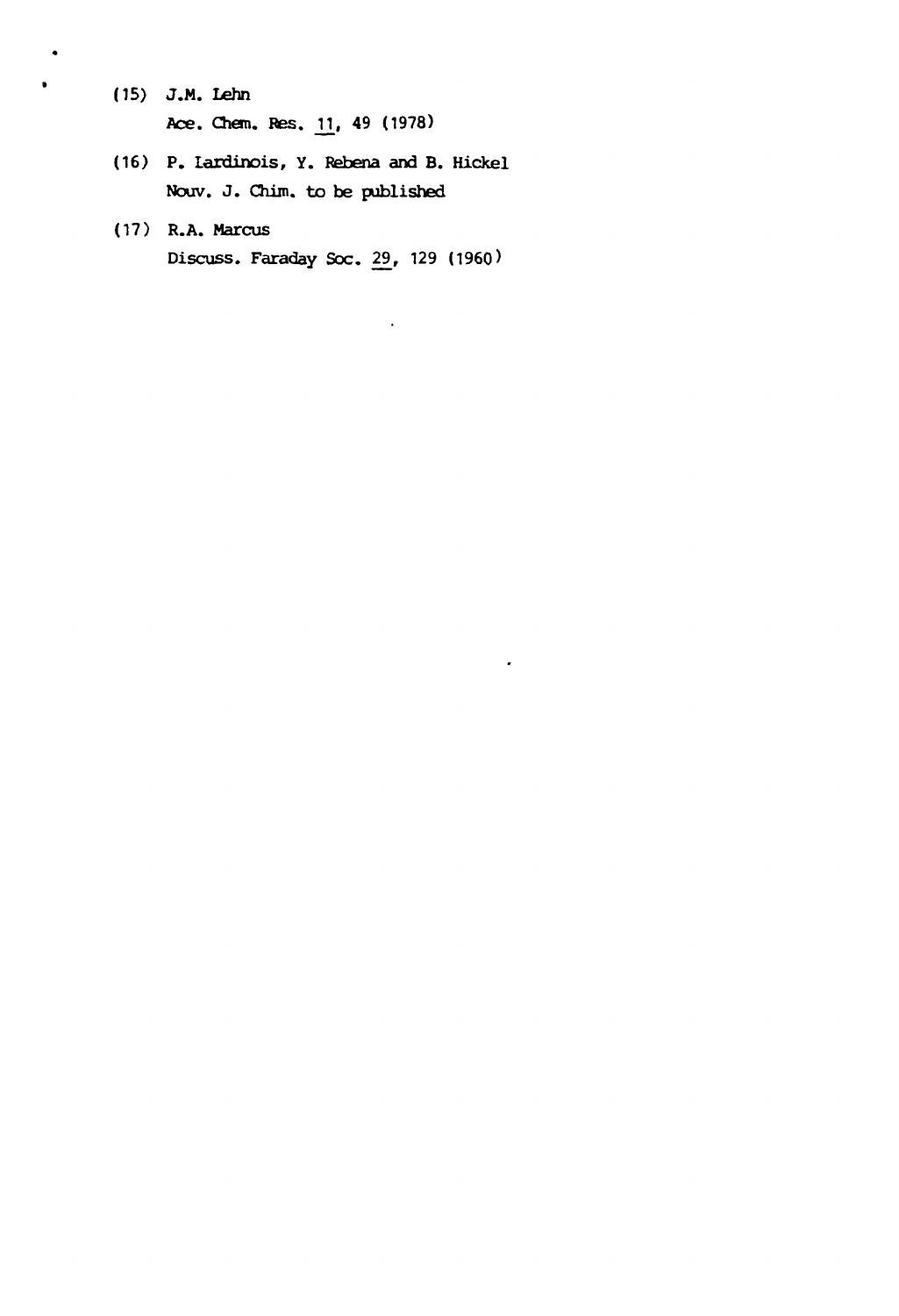(15) J.M. Lehn
Acc. Chem. Res. 11, 49 (1978)

(16) P. Lardinois, Y. Rebena and B. Hickel
Nouv. J. Chim. to be published

(17) R.A. Marcus
Discuss. Faraday Soc. 29, 129 (1960)